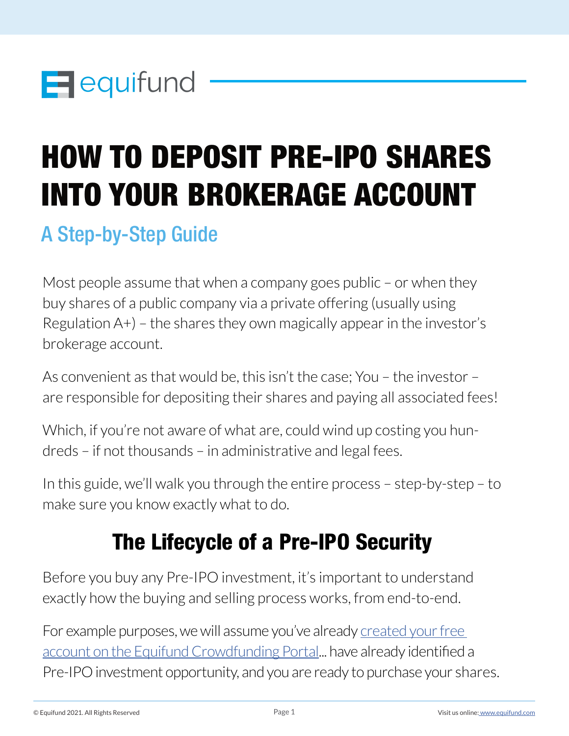equifund

# HOW TO DEPOSIT PRE-IPO SHARES INTO YOUR BROKERAGE ACCOUNT

## A Step-by-Step Guide

Most people assume that when a company goes public – or when they buy shares of a public company via a private offering (usually using Regulation A+) – the shares they own magically appear in the investor's brokerage account.

As convenient as that would be, this isn't the case; You – the investor – are responsible for depositing their shares and paying all associated fees!

Which, if you're not aware of what are, could wind up costing you hundreds – if not thousands – in administrative and legal fees.

In this guide, we'll walk you through the entire process – step-by-step – to make sure you know exactly what to do.

## The Lifecycle of a Pre-IPO Security

Before you buy any Pre-IPO investment, it's important to understand exactly how the buying and selling process works, from end-to-end.

For example purposes, we will assume you've already [created your free account on the Equifund Crowdfunding Portal]... have already identified a Pre-IPO investment opportunity, and you are ready to purchase your shares.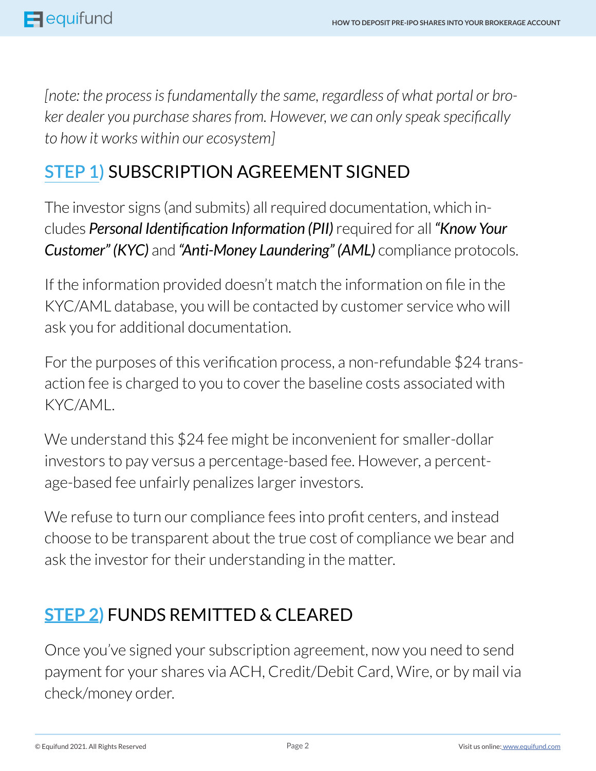*[note: the process is fundamentally the same, regardless of what portal or broker dealer you purchase shares from. However, we can only speak specifically to how it works within our ecosystem]*

## STEP 1) SUBSCRIPTION AGREEMENT SIGNED

The investor signs (and submits) all required documentation, which includes ***Personal Identification Information (PII)*** required for all ***"Know Your Customer" (KYC)*** and ***"Anti-Money Laundering" (AML)*** compliance protocols.

If the information provided doesn't match the information on file in the KYC/AML database, you will be contacted by customer service who will ask you for additional documentation.

For the purposes of this verification process, a non-refundable $24 transaction fee is charged to you to cover the baseline costs associated with KYC/AML.

We understand this $24 fee might be inconvenient for smaller-dollar investors to pay versus a percentage-based fee. However, a percentage-based fee unfairly penalizes larger investors.

We refuse to turn our compliance fees into profit centers, and instead choose to be transparent about the true cost of compliance we bear and ask the investor for their understanding in the matter.

## STEP 2) FUNDS REMITTED & CLEARED

Once you've signed your subscription agreement, now you need to send payment for your shares via ACH, Credit/Debit Card, Wire, or by mail via check/money order.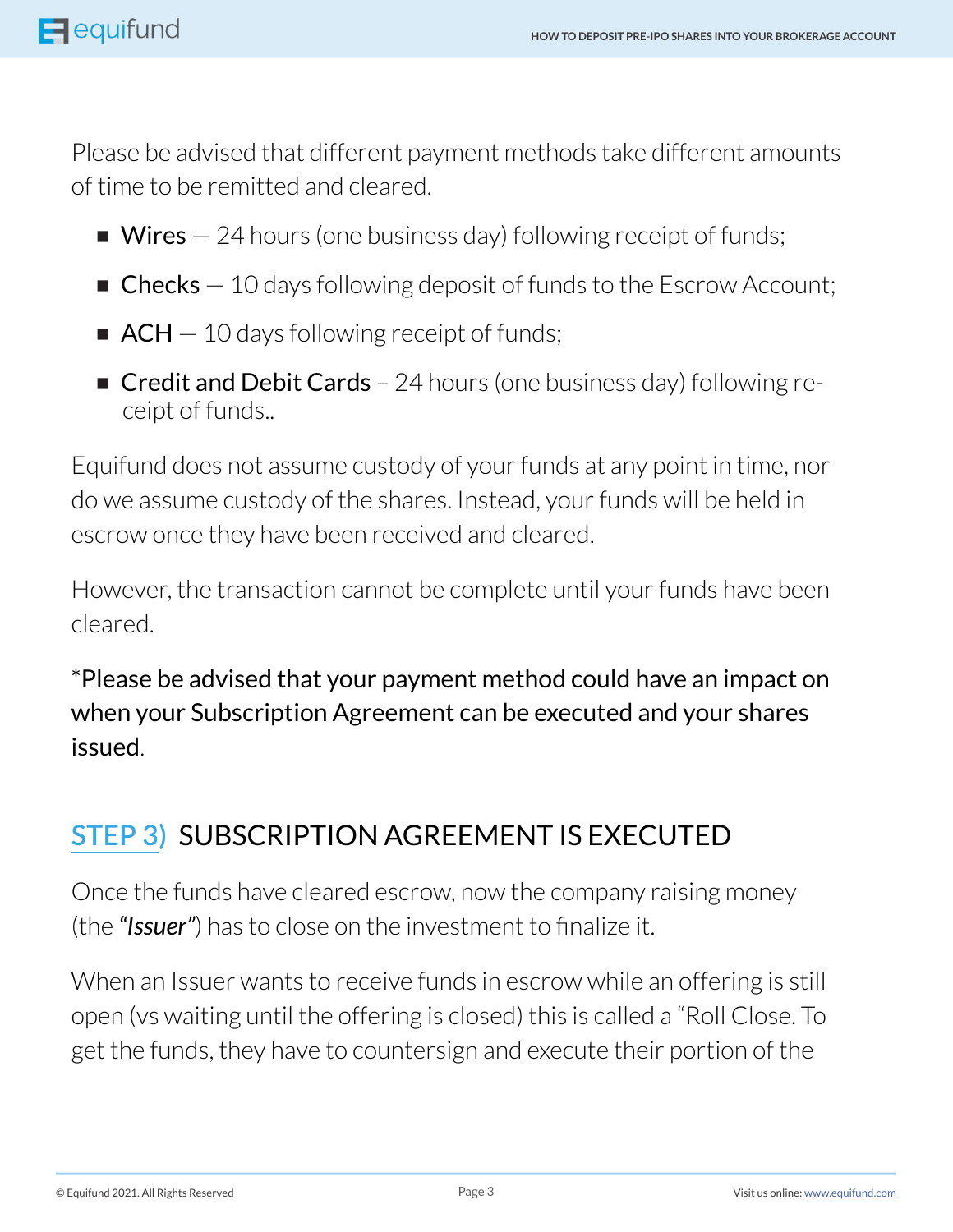Please be advised that different payment methods take different amounts of time to be remitted and cleared.

- **Wires** — 24 hours (one business day) following receipt of funds;
- **Checks** — 10 days following deposit of funds to the Escrow Account;
- **ACH** — 10 days following receipt of funds;
- **Credit and Debit Cards** – 24 hours (one business day) following receipt of funds..

Equifund does not assume custody of your funds at any point in time, nor do we assume custody of the shares. Instead, your funds will be held in escrow once they have been received and cleared.

However, the transaction cannot be complete until your funds have been cleared.

*Please be advised that your payment method could have an impact on when your Subscription Agreement can be executed and your shares issued.

## STEP 3) SUBSCRIPTION AGREEMENT IS EXECUTED

Once the funds have cleared escrow, now the company raising money (the ***"Issuer"***) has to close on the investment to finalize it.

When an Issuer wants to receive funds in escrow while an offering is still open (vs waiting until the offering is closed) this is called a "Roll Close. To get the funds, they have to countersign and execute their portion of the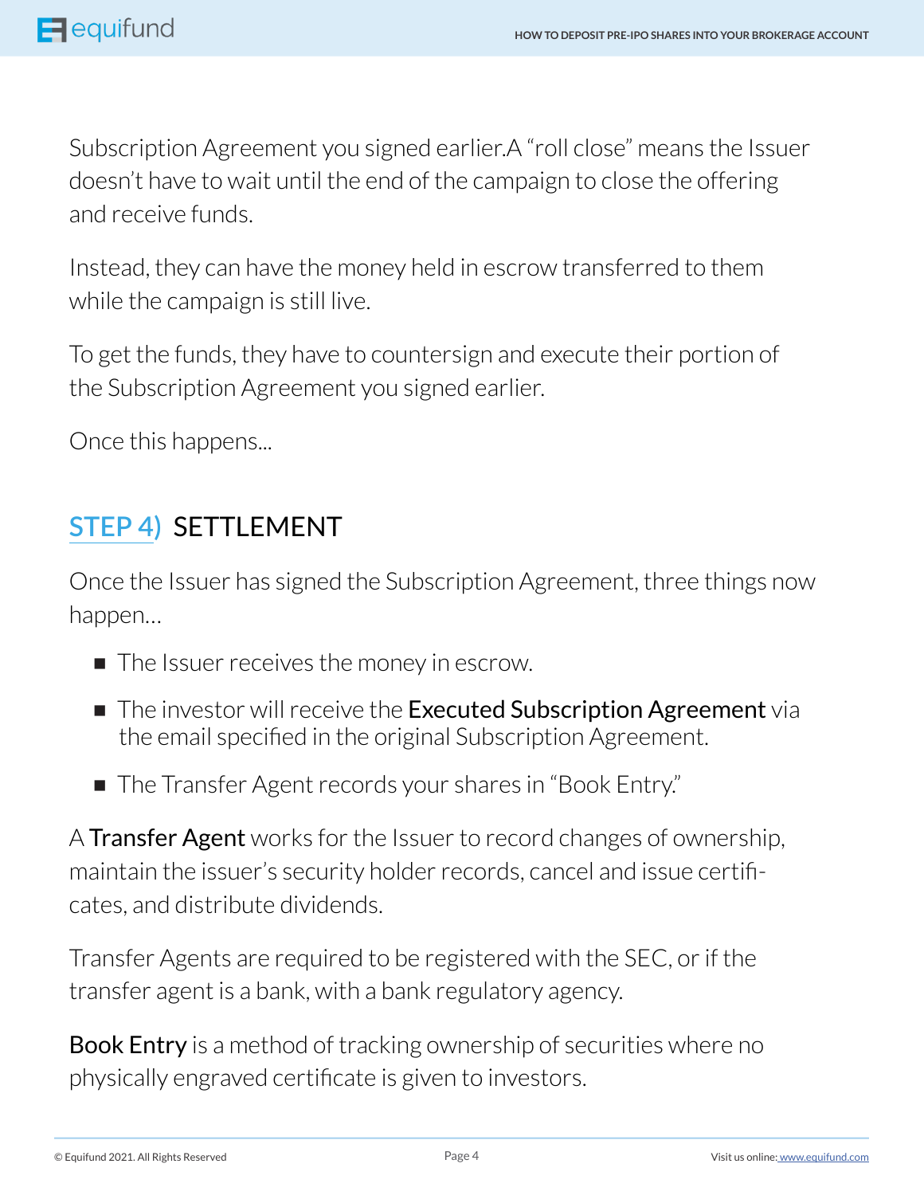Subscription Agreement you signed earlier.A "roll close" means the Issuer doesn't have to wait until the end of the campaign to close the offering and receive funds.

Instead, they can have the money held in escrow transferred to them while the campaign is still live.

To get the funds, they have to countersign and execute their portion of the Subscription Agreement you signed earlier.

Once this happens...

## STEP 4) SETTLEMENT

Once the Issuer has signed the Subscription Agreement, three things now happen...

- The Issuer receives the money in escrow.
- The investor will receive the **Executed Subscription Agreement** via the email specified in the original Subscription Agreement.
- The Transfer Agent records your shares in "Book Entry."

A **Transfer Agent** works for the Issuer to record changes of ownership, maintain the issuer's security holder records, cancel and issue certificates, and distribute dividends.

Transfer Agents are required to be registered with the SEC, or if the transfer agent is a bank, with a bank regulatory agency.

**Book Entry** is a method of tracking ownership of securities where no physically engraved certificate is given to investors.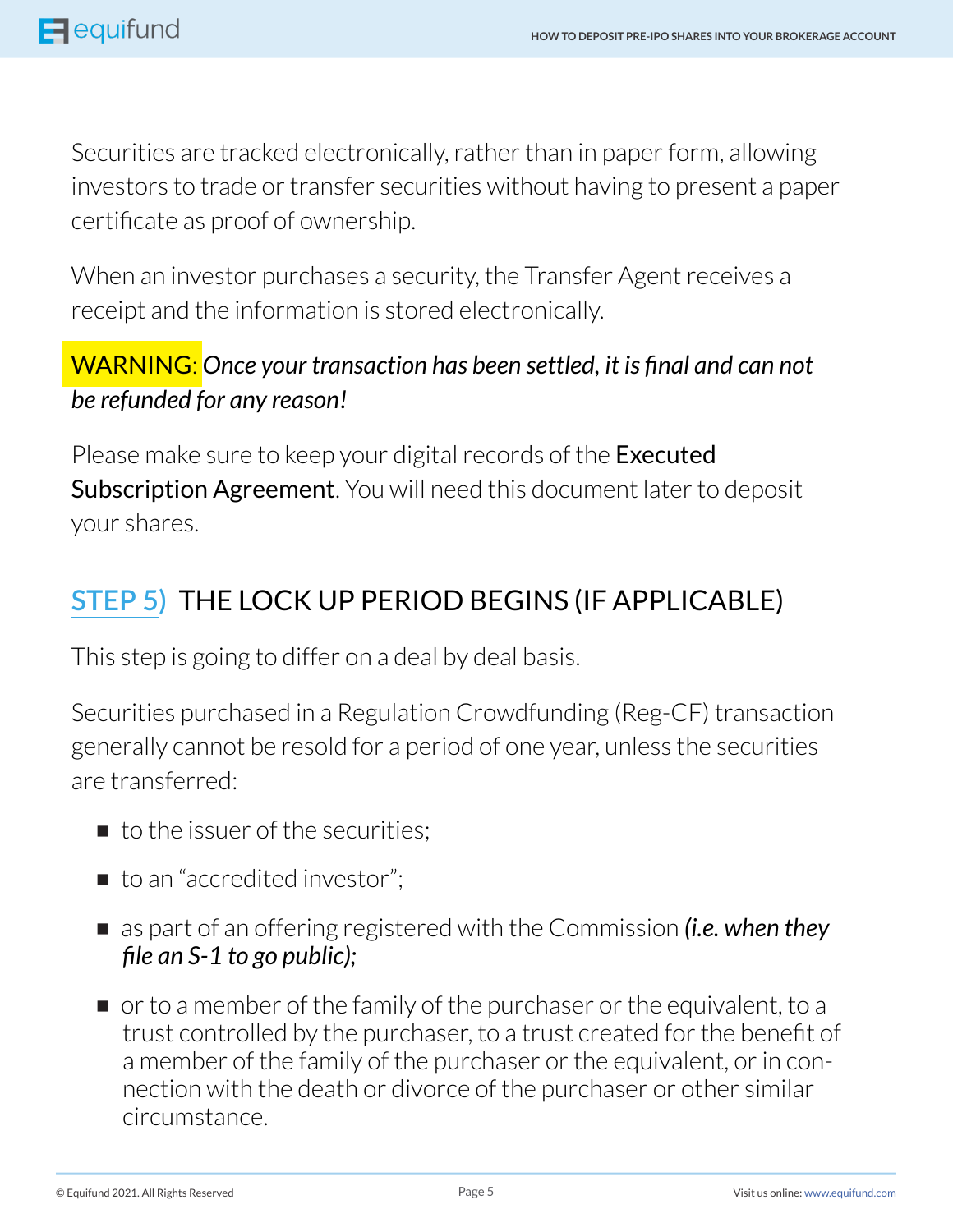Securities are tracked electronically, rather than in paper form, allowing investors to trade or transfer securities without having to present a paper certificate as proof of ownership.

When an investor purchases a security, the Transfer Agent receives a receipt and the information is stored electronically.

WARNING: *Once your transaction has been settled, it is final and can not be refunded for any reason!*

Please make sure to keep your digital records of the **Executed Subscription Agreement**. You will need this document later to deposit your shares.

## STEP 5) THE LOCK UP PERIOD BEGINS (IF APPLICABLE)

This step is going to differ on a deal by deal basis.

Securities purchased in a Regulation Crowdfunding (Reg-CF) transaction generally cannot be resold for a period of one year, unless the securities are transferred:

- to the issuer of the securities;
- to an "accredited investor";
- as part of an offering registered with the Commission ***(i.e. when they file an S-1 to go public);***
- or to a member of the family of the purchaser or the equivalent, to a trust controlled by the purchaser, to a trust created for the benefit of a member of the family of the purchaser or the equivalent, or in connection with the death or divorce of the purchaser or other similar circumstance.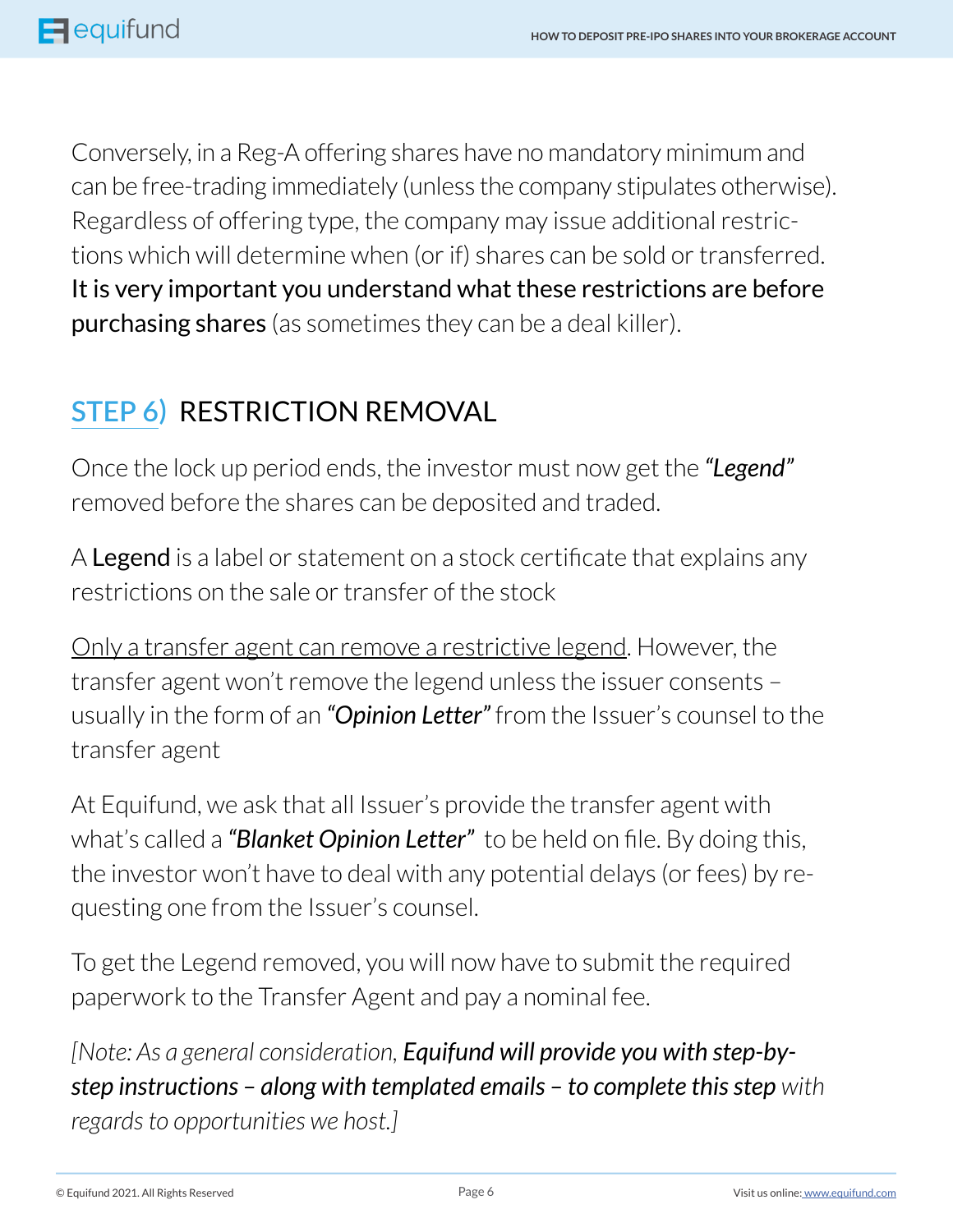Conversely, in a Reg-A offering shares have no mandatory minimum and can be free-trading immediately (unless the company stipulates otherwise). Regardless of offering type, the company may issue additional restrictions which will determine when (or if) shares can be sold or transferred. **It is very important you understand what these restrictions are before purchasing shares** (as sometimes they can be a deal killer).

## STEP 6) RESTRICTION REMOVAL

Once the lock up period ends, the investor must now get the ***"Legend"*** removed before the shares can be deposited and traded.

A **Legend** is a label or statement on a stock certificate that explains any restrictions on the sale or transfer of the stock

<u>Only a transfer agent can remove a restrictive legend</u>. However, the transfer agent won't remove the legend unless the issuer consents – usually in the form of an ***"Opinion Letter"*** from the Issuer's counsel to the transfer agent

At Equifund, we ask that all Issuer's provide the transfer agent with what's called a ***"Blanket Opinion Letter"*** to be held on file. By doing this, the investor won't have to deal with any potential delays (or fees) by requesting one from the Issuer's counsel.

To get the Legend removed, you will now have to submit the required paperwork to the Transfer Agent and pay a nominal fee.

*[Note: As a general consideration, **Equifund will provide you with step-by-step instructions – along with templated emails – to complete this step** with regards to opportunities we host.]*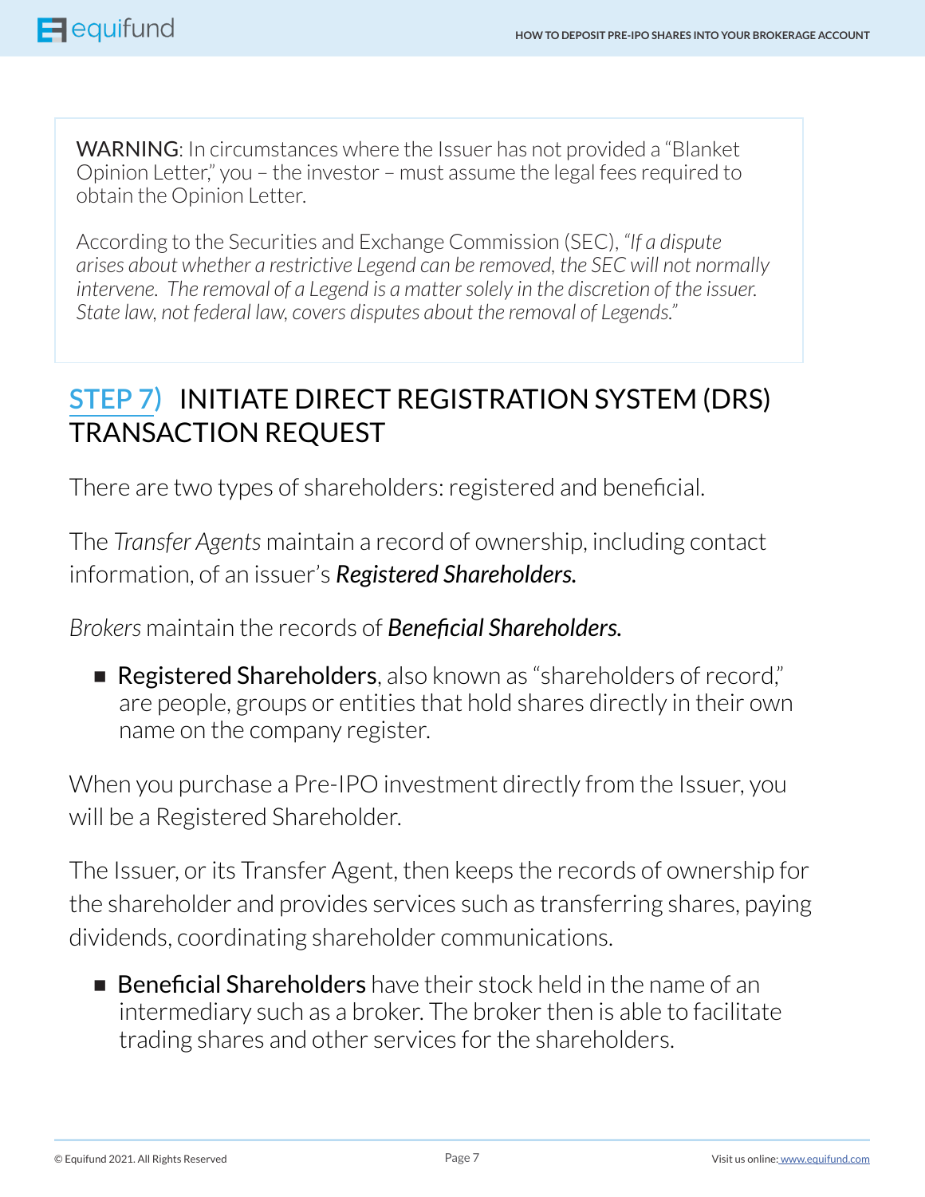WARNING: In circumstances where the Issuer has not provided a "Blanket Opinion Letter," you – the investor – must assume the legal fees required to obtain the Opinion Letter.

According to the Securities and Exchange Commission (SEC), *"If a dispute arises about whether a restrictive Legend can be removed, the SEC will not normally intervene. The removal of a Legend is a matter solely in the discretion of the issuer. State law, not federal law, covers disputes about the removal of Legends."*

## STEP 7) INITIATE DIRECT REGISTRATION SYSTEM (DRS) TRANSACTION REQUEST

There are two types of shareholders: registered and beneficial.

The *Transfer Agents* maintain a record of ownership, including contact information, of an issuer's ***Registered Shareholders.***

*Brokers* maintain the records of ***Beneficial Shareholders.***

- Registered Shareholders, also known as "shareholders of record," are people, groups or entities that hold shares directly in their own name on the company register.

When you purchase a Pre-IPO investment directly from the Issuer, you will be a Registered Shareholder.

The Issuer, or its Transfer Agent, then keeps the records of ownership for the shareholder and provides services such as transferring shares, paying dividends, coordinating shareholder communications.

- Beneficial Shareholders have their stock held in the name of an intermediary such as a broker. The broker then is able to facilitate trading shares and other services for the shareholders.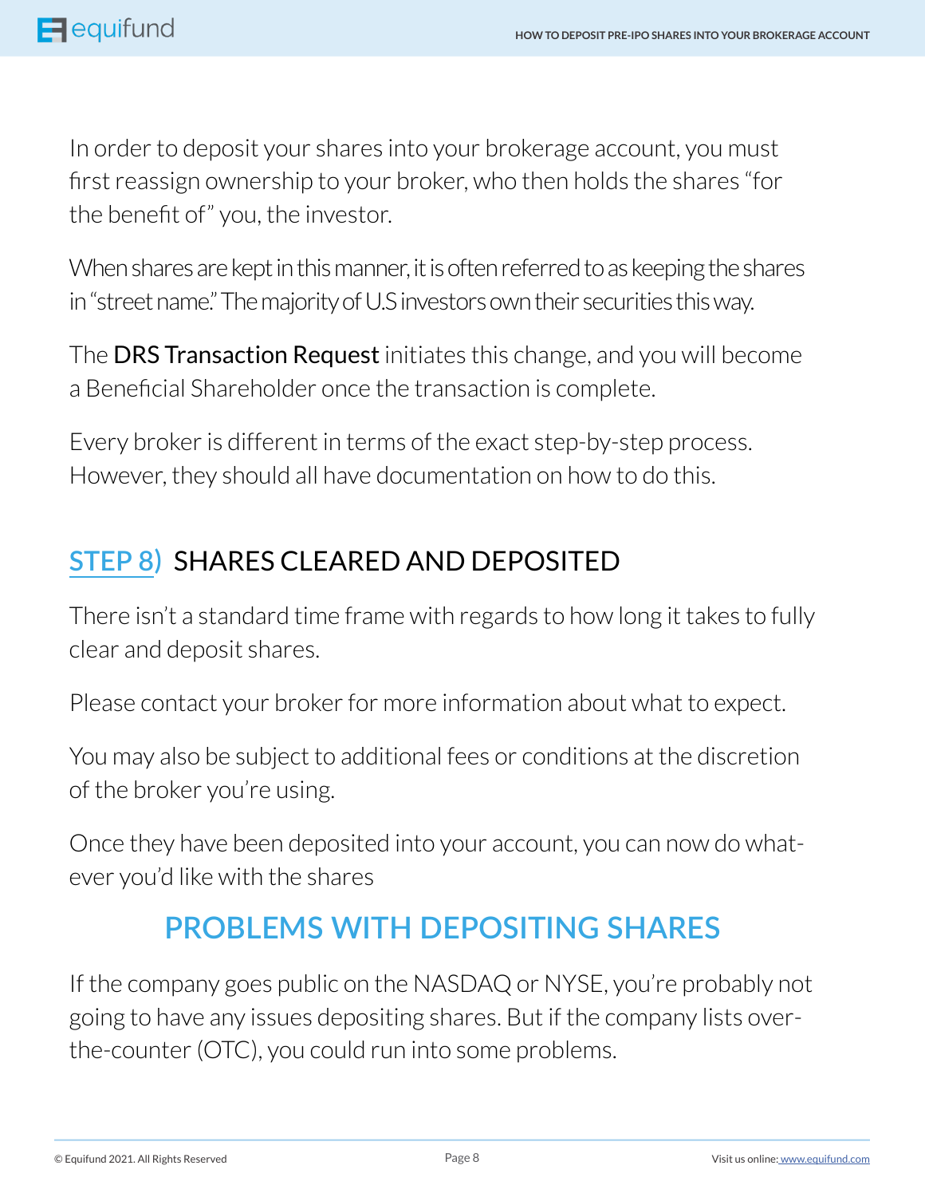In order to deposit your shares into your brokerage account, you must first reassign ownership to your broker, who then holds the shares "for the benefit of" you, the investor.

When shares are kept in this manner, it is often referred to as keeping the shares in "street name." The majority of U.S investors own their securities this way.

The **DRS Transaction Request** initiates this change, and you will become a Beneficial Shareholder once the transaction is complete.

Every broker is different in terms of the exact step-by-step process. However, they should all have documentation on how to do this.

## STEP 8) SHARES CLEARED AND DEPOSITED

There isn't a standard time frame with regards to how long it takes to fully clear and deposit shares.

Please contact your broker for more information about what to expect.

You may also be subject to additional fees or conditions at the discretion of the broker you're using.

Once they have been deposited into your account, you can now do whatever you'd like with the shares

## PROBLEMS WITH DEPOSITING SHARES

If the company goes public on the NASDAQ or NYSE, you're probably not going to have any issues depositing shares. But if the company lists over-the-counter (OTC), you could run into some problems.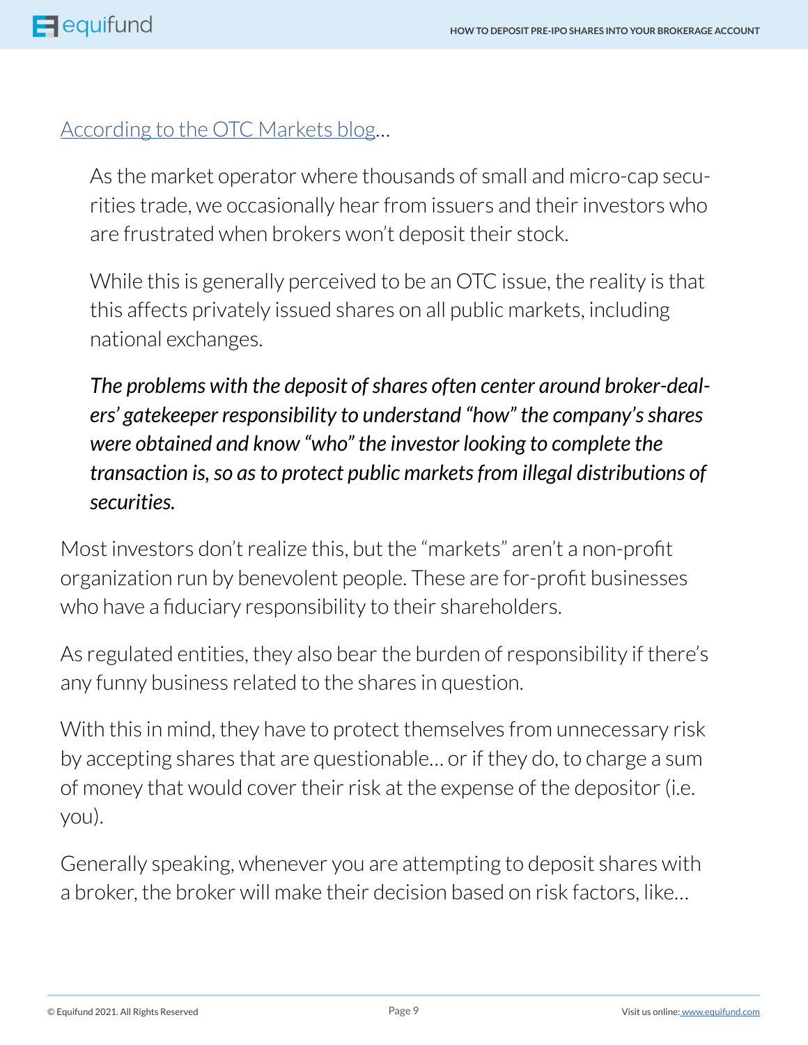[According to the OTC Markets blog]...

> As the market operator where thousands of small and micro-cap securities trade, we occasionally hear from issuers and their investors who are frustrated when brokers won't deposit their stock.
>
> While this is generally perceived to be an OTC issue, the reality is that this affects privately issued shares on all public markets, including national exchanges.
>
> ***The problems with the deposit of shares often center around broker-dealers' gatekeeper responsibility to understand "how" the company's shares were obtained and know "who" the investor looking to complete the transaction is, so as to protect public markets from illegal distributions of securities.***

Most investors don't realize this, but the "markets" aren't a non-profit organization run by benevolent people. These are for-profit businesses who have a fiduciary responsibility to their shareholders.

As regulated entities, they also bear the burden of responsibility if there's any funny business related to the shares in question.

With this in mind, they have to protect themselves from unnecessary risk by accepting shares that are questionable... or if they do, to charge a sum of money that would cover their risk at the expense of the depositor (i.e. you).

Generally speaking, whenever you are attempting to deposit shares with a broker, the broker will make their decision based on risk factors, like...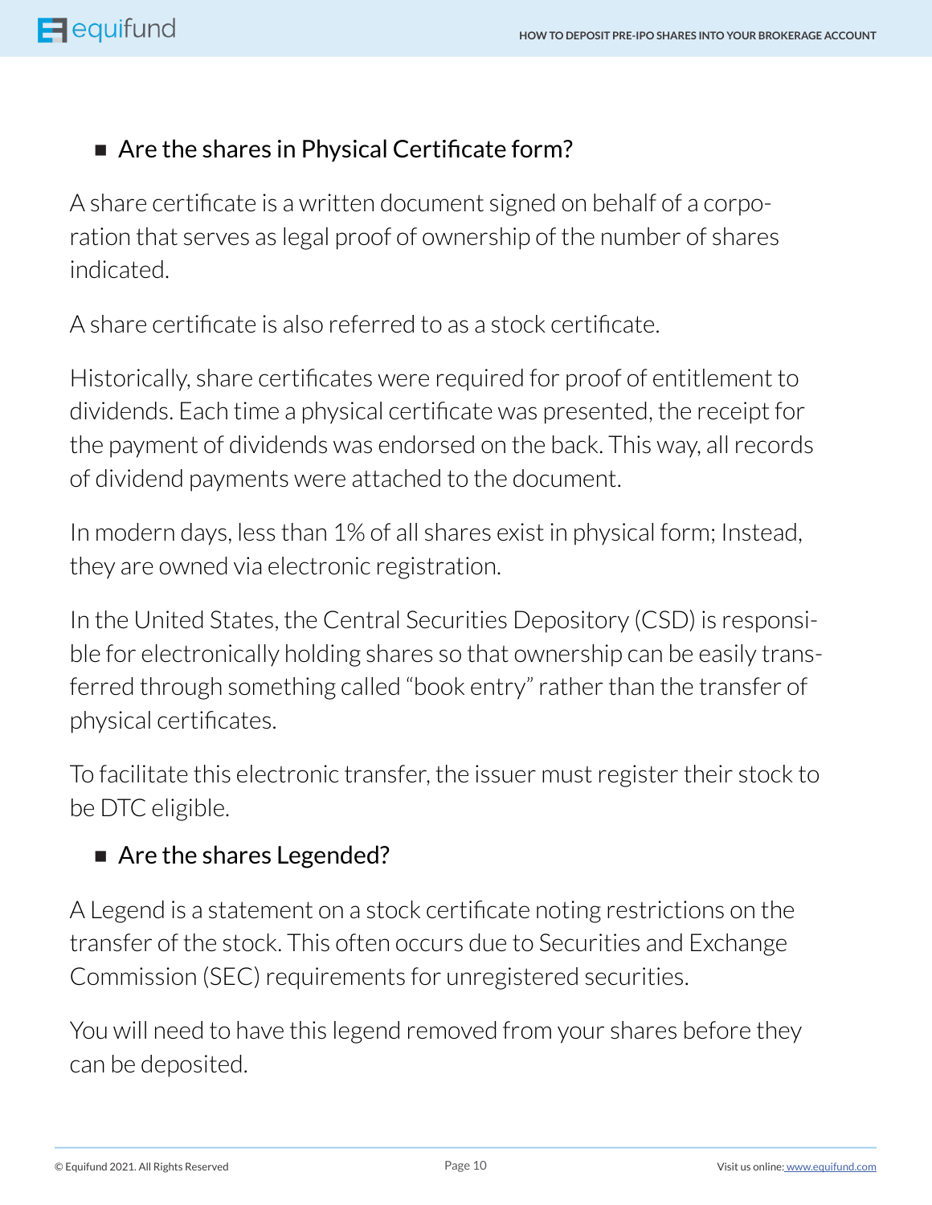- ## Are the shares in Physical Certificate form?

A share certificate is a written document signed on behalf of a corporation that serves as legal proof of ownership of the number of shares indicated.

A share certificate is also referred to as a stock certificate.

Historically, share certificates were required for proof of entitlement to dividends. Each time a physical certificate was presented, the receipt for the payment of dividends was endorsed on the back. This way, all records of dividend payments were attached to the document.

In modern days, less than 1% of all shares exist in physical form; Instead, they are owned via electronic registration.

In the United States, the Central Securities Depository (CSD) is responsible for electronically holding shares so that ownership can be easily transferred through something called "book entry" rather than the transfer of physical certificates.

To facilitate this electronic transfer, the issuer must register their stock to be DTC eligible.

- ## Are the shares Legended?

A Legend is a statement on a stock certificate noting restrictions on the transfer of the stock. This often occurs due to Securities and Exchange Commission (SEC) requirements for unregistered securities.

You will need to have this legend removed from your shares before they can be deposited.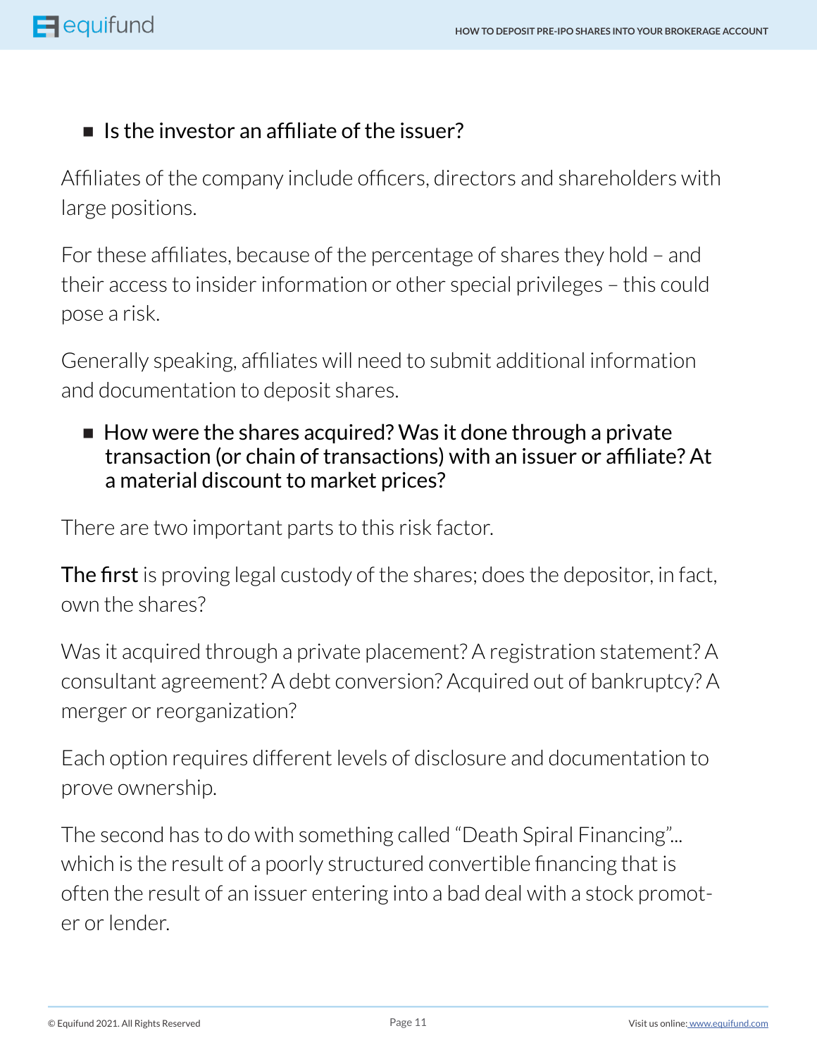- **Is the investor an affiliate of the issuer?**

Affiliates of the company include officers, directors and shareholders with large positions.

For these affiliates, because of the percentage of shares they hold – and their access to insider information or other special privileges – this could pose a risk.

Generally speaking, affiliates will need to submit additional information and documentation to deposit shares.

- **How were the shares acquired? Was it done through a private transaction (or chain of transactions) with an issuer or affiliate? At a material discount to market prices?**

There are two important parts to this risk factor.

**The first** is proving legal custody of the shares; does the depositor, in fact, own the shares?

Was it acquired through a private placement? A registration statement? A consultant agreement? A debt conversion? Acquired out of bankruptcy? A merger or reorganization?

Each option requires different levels of disclosure and documentation to prove ownership.

The second has to do with something called "Death Spiral Financing"... which is the result of a poorly structured convertible financing that is often the result of an issuer entering into a bad deal with a stock promoter or lender.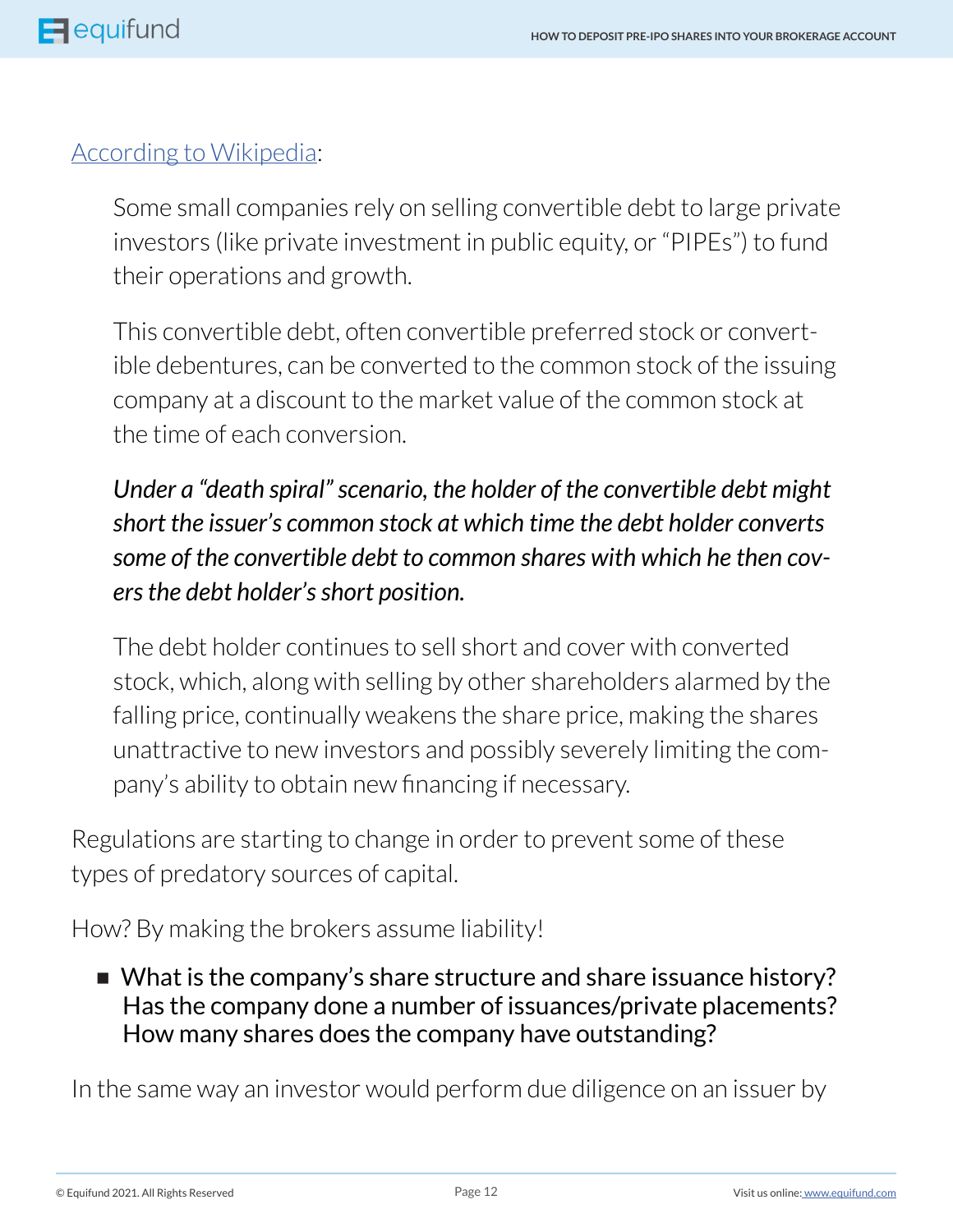[According to Wikipedia](https://en.wikipedia.org):

> Some small companies rely on selling convertible debt to large private investors (like private investment in public equity, or "PIPEs") to fund their operations and growth.
>
> This convertible debt, often convertible preferred stock or convertible debentures, can be converted to the common stock of the issuing company at a discount to the market value of the common stock at the time of each conversion.
>
> *Under a "death spiral" scenario, the holder of the convertible debt might short the issuer's common stock at which time the debt holder converts some of the convertible debt to common shares with which he then covers the debt holder's short position.*
>
> The debt holder continues to sell short and cover with converted stock, which, along with selling by other shareholders alarmed by the falling price, continually weakens the share price, making the shares unattractive to new investors and possibly severely limiting the company's ability to obtain new financing if necessary.

Regulations are starting to change in order to prevent some of these types of predatory sources of capital.

How? By making the brokers assume liability!

- What is the company's share structure and share issuance history? Has the company done a number of issuances/private placements? How many shares does the company have outstanding?

In the same way an investor would perform due diligence on an issuer by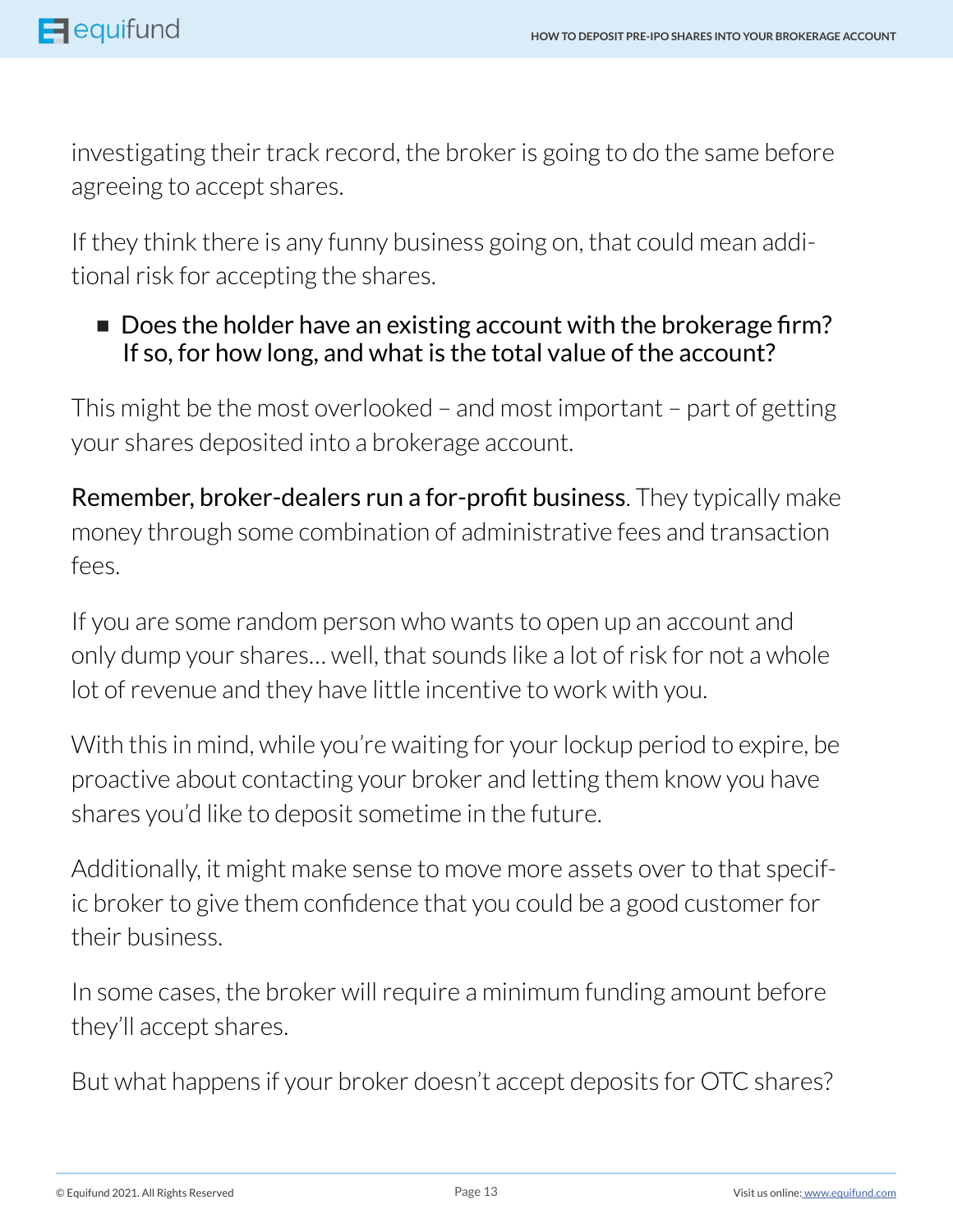investigating their track record, the broker is going to do the same before agreeing to accept shares.

If they think there is any funny business going on, that could mean additional risk for accepting the shares.

- Does the holder have an existing account with the brokerage firm? If so, for how long, and what is the total value of the account?

This might be the most overlooked – and most important – part of getting your shares deposited into a brokerage account.

**Remember, broker-dealers run a for-profit business**. They typically make money through some combination of administrative fees and transaction fees.

If you are some random person who wants to open up an account and only dump your shares… well, that sounds like a lot of risk for not a whole lot of revenue and they have little incentive to work with you.

With this in mind, while you're waiting for your lockup period to expire, be proactive about contacting your broker and letting them know you have shares you'd like to deposit sometime in the future.

Additionally, it might make sense to move more assets over to that specific broker to give them confidence that you could be a good customer for their business.

In some cases, the broker will require a minimum funding amount before they'll accept shares.

But what happens if your broker doesn't accept deposits for OTC shares?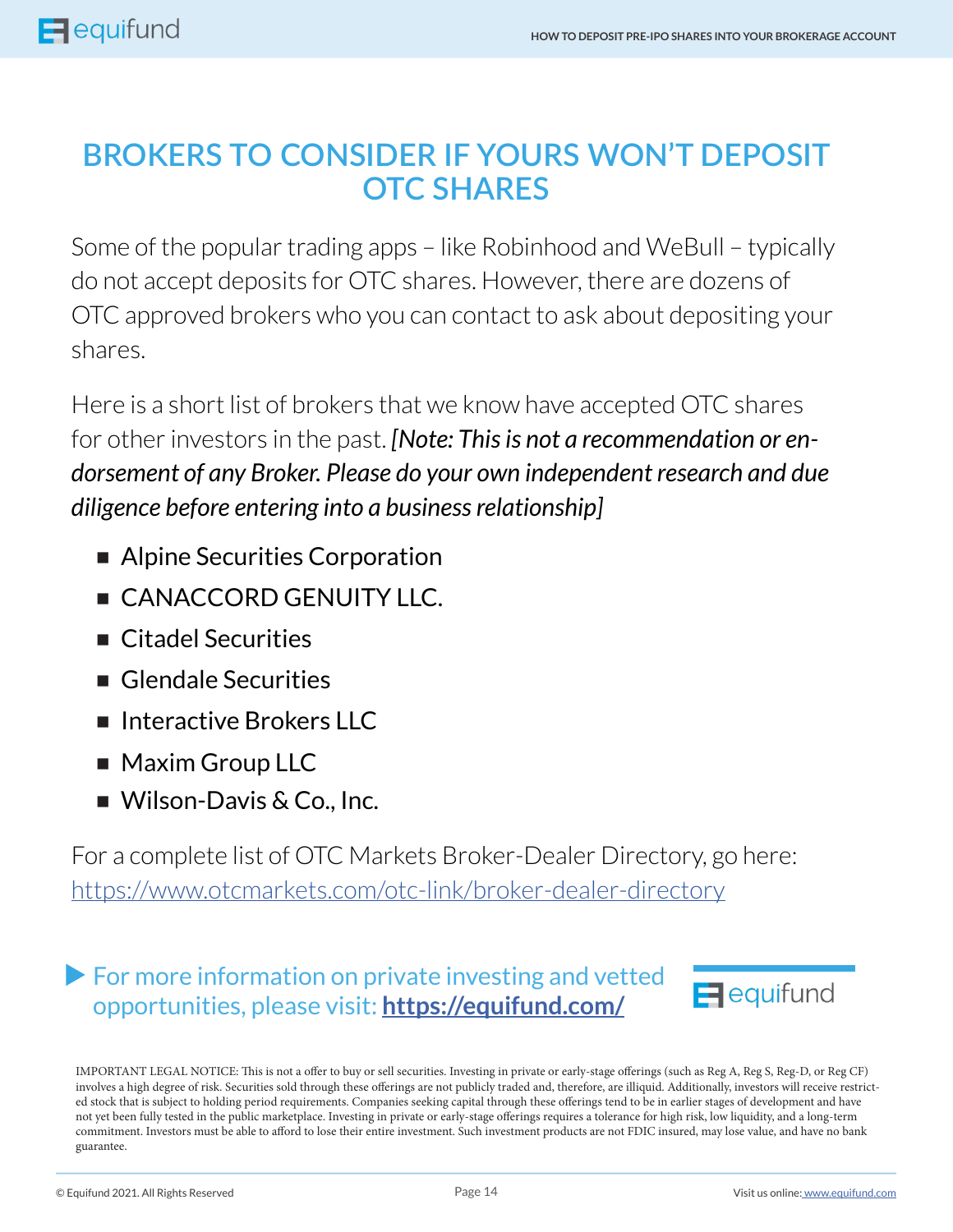# BROKERS TO CONSIDER IF YOURS WON'T DEPOSIT OTC SHARES

Some of the popular trading apps – like Robinhood and WeBull – typically do not accept deposits for OTC shares. However, there are dozens of OTC approved brokers who you can contact to ask about depositing your shares.

Here is a short list of brokers that we know have accepted OTC shares for other investors in the past. ***[Note: This is not a recommendation or endorsement of any Broker. Please do your own independent research and due diligence before entering into a business relationship]***

- Alpine Securities Corporation
- CANACCORD GENUITY LLC.
- Citadel Securities
- Glendale Securities
- Interactive Brokers LLC
- Maxim Group LLC
- Wilson-Davis & Co., Inc.

For a complete list of OTC Markets Broker-Dealer Directory, go here: https://www.otcmarkets.com/otc-link/broker-dealer-directory

▶ For more information on private investing and vetted opportunities, please visit: **https://equifund.com/**

equifund

IMPORTANT LEGAL NOTICE: This is not a offer to buy or sell securities. Investing in private or early-stage offerings (such as Reg A, Reg S, Reg-D, or Reg CF) involves a high degree of risk. Securities sold through these offerings are not publicly traded and, therefore, are illiquid. Additionally, investors will receive restricted stock that is subject to holding period requirements. Companies seeking capital through these offerings tend to be in earlier stages of development and have not yet been fully tested in the public marketplace. Investing in private or early-stage offerings requires a tolerance for high risk, low liquidity, and a long-term commitment. Investors must be able to afford to lose their entire investment. Such investment products are not FDIC insured, may lose value, and have no bank guarantee.